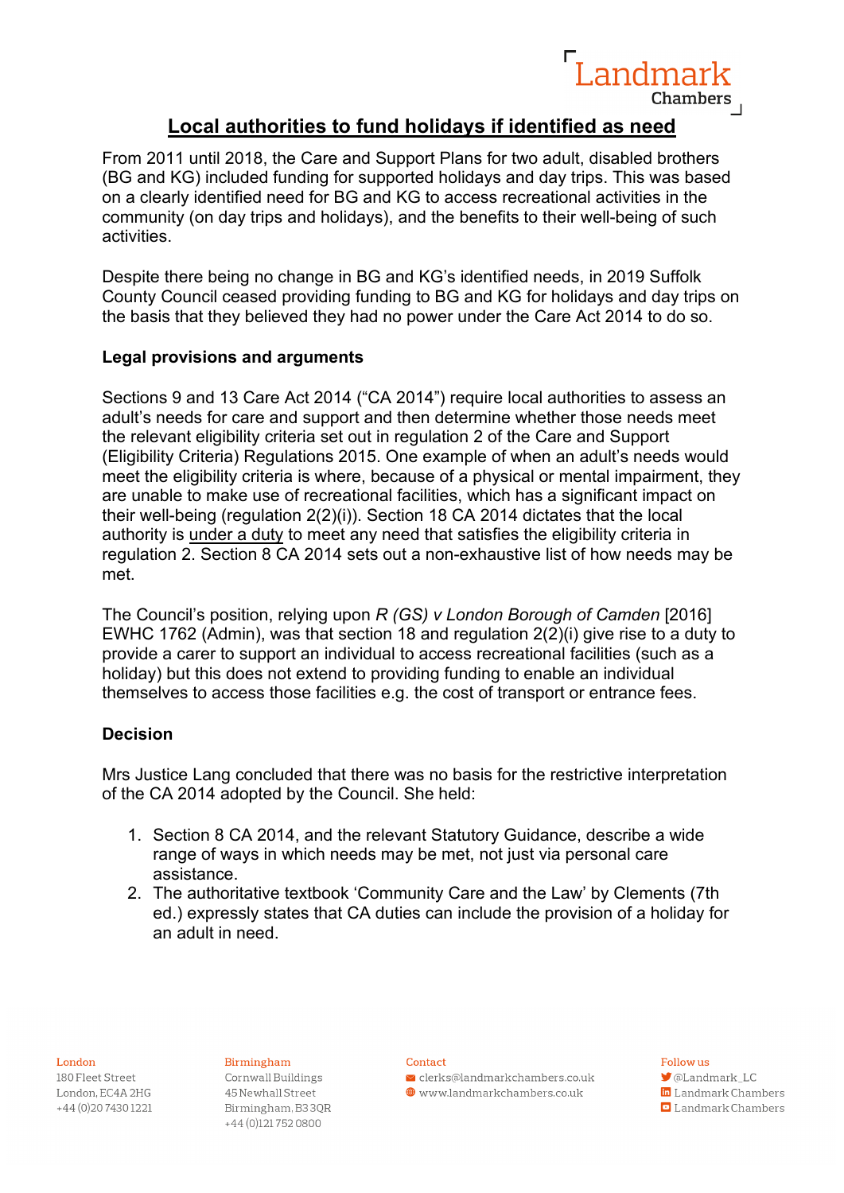# Local authorities to fund holidays if identified as need

From 2011 until 2018, the Care and Support Plans for two adult, disabled brothers (BG and KG) included funding for supported holidays and day trips. This was based on a clearly identified need for BG and KG to access recreational activities in the community (on day trips and holidays), and the benefits to their well-being of such activities.

Despite there being no change in BG and KG's identified needs, in 2019 Suffolk County Council ceased providing funding to BG and KG for holidays and day trips on the basis that they believed they had no power under the Care Act 2014 to do so.

**Legal provisions and arguments**

Sections 9 and 13 Care Act 2014 ("CA 2014") require local authorities to assess an adult's needs for care and support and then determine whether those needs meet the relevant eligibility criteria set out in regulation 2 of the Care and Support (Eligibility Criteria) Regulations 2015. One example of when an adult's needs would meet the eligibility criteria is where, because of a physical or mental impairment, they are unable to make use of recreational facilities, which has a significant impact on their well-being (regulation 2(2)(i)). Section 18 CA 2014 dictates that the local authority is under a duty to meet any need that satisfies the eligibility criteria in regulation 2. Section 8 CA 2014 sets out a non-exhaustive list of how needs may be met.

The Council's position, relying upon *R (GS) v London Borough of Camden* [2016] EWHC 1762 (Admin), was that section 18 and regulation 2(2)(i) give rise to a duty to provide a carer to support an individual to access recreational facilities (such as a holiday) but this does not extend to providing funding to enable an individual themselves to access those facilities e.g. the cost of transport or entrance fees.

**Decision**

Mrs Justice Lang concluded that there was no basis for the restrictive interpretation of the CA 2014 adopted by the Council. She held:

1. Section 8 CA 2014, and the relevant Statutory Guidance, describe a wide range of ways in which needs may be met, not just via personal care assistance.
2. The authoritative textbook 'Community Care and the Law' by Clements (7th ed.) expressly states that CA duties can include the provision of a holiday for an adult in need.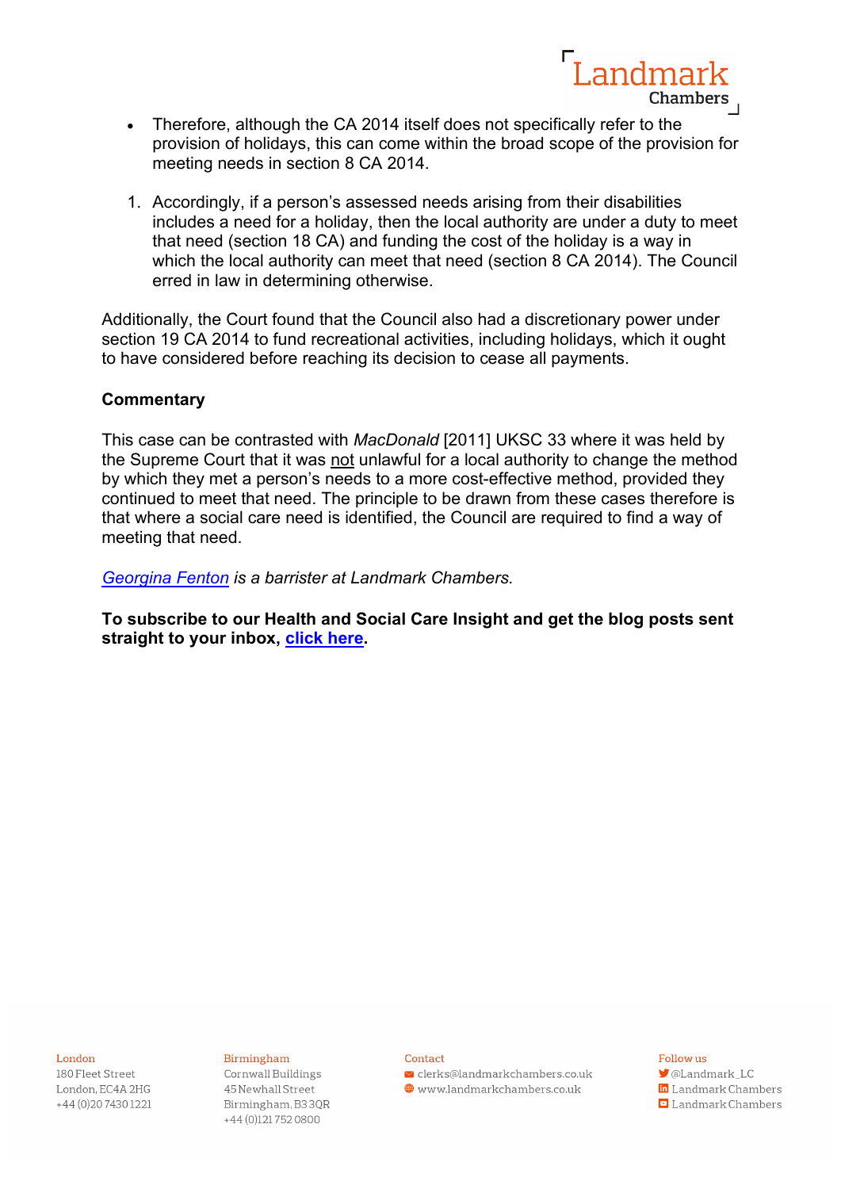- Therefore, although the CA 2014 itself does not specifically refer to the provision of holidays, this can come within the broad scope of the provision for meeting needs in section 8 CA 2014.

1. Accordingly, if a person's assessed needs arising from their disabilities includes a need for a holiday, then the local authority are under a duty to meet that need (section 18 CA) and funding the cost of the holiday is a way in which the local authority can meet that need (section 8 CA 2014). The Council erred in law in determining otherwise.

Additionally, the Court found that the Council also had a discretionary power under section 19 CA 2014 to fund recreational activities, including holidays, which it ought to have considered before reaching its decision to cease all payments.

**Commentary**

This case can be contrasted with *MacDonald* [2011] UKSC 33 where it was held by the Supreme Court that it was <u>not</u> unlawful for a local authority to change the method by which they met a person's needs to a more cost-effective method, provided they continued to meet that need. The principle to be drawn from these cases therefore is that where a social care need is identified, the Council are required to find a way of meeting that need.

*Georgina Fenton is a barrister at Landmark Chambers.*

**To subscribe to our Health and Social Care Insight and get the blog posts sent straight to your inbox, click here.**